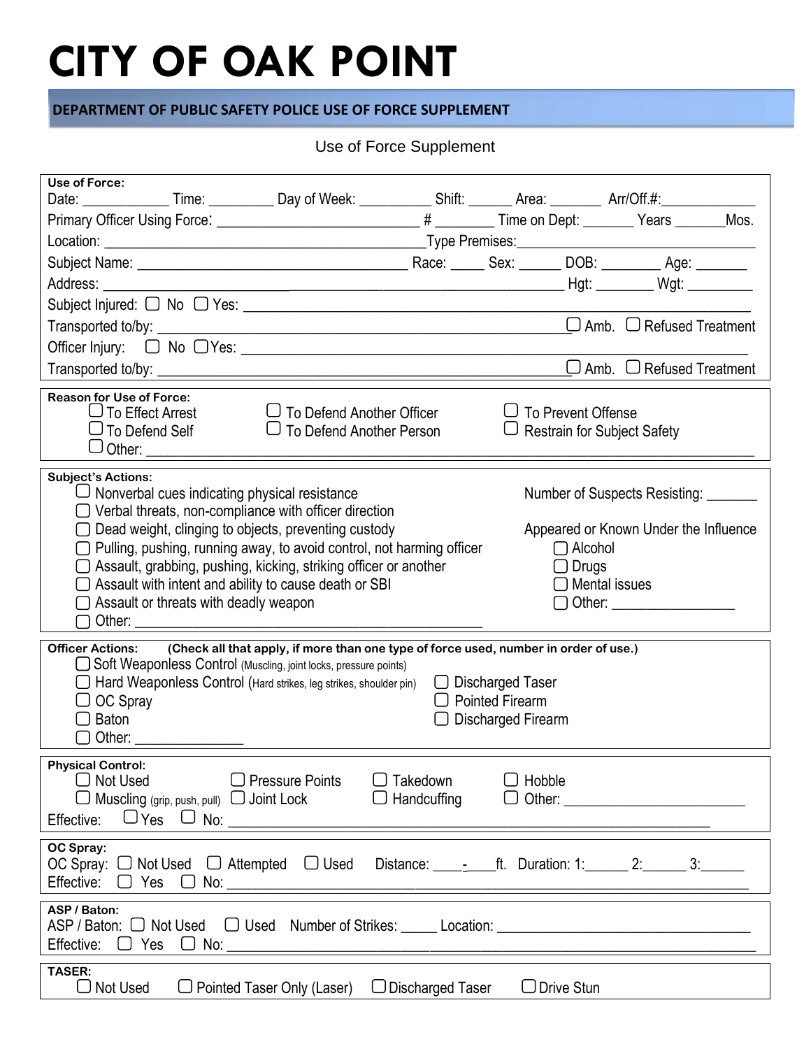# CITY OF OAK POINT

## DEPARTMENT OF PUBLIC SAFETY POLICE USE OF FORCE SUPPLEMENT

Use of Force Supplement

**Use of Force:**

Date: ___________ Time: _________ Day of Week: __________ Shift: ______ Area: _______ Arr/Off.#:_____________

Primary Officer Using Force: ___________________________ # ________ Time on Dept: _______ Years _______Mos.

Location: ____________________________________________Type Premises:________________________________

Subject Name: ____________________________________ Race: _____ Sex: ______ DOB: ________ Age: _______

Address: _______________________________________________________________ Hgt: ________ Wgt: _________

Subject Injured: ☐ No ☐ Yes: _____________________________________________________________________

Transported to/by: _____________________________________________________ ☐ Amb. ☐ Refused Treatment

Officer Injury: ☐ No ☐ Yes: _______________________________________________________________________

Transported to/by: _____________________________________________________ ☐ Amb. ☐ Refused Treatment

**Reason for Use of Force:**

☐ To Effect Arrest ☐ To Defend Another Officer ☐ To Prevent Offense
☐ To Defend Self ☐ To Defend Another Person ☐ Restrain for Subject Safety
☐ Other: ____________________________________________________________________________

**Subject's Actions:**

☐ Nonverbal cues indicating physical resistance
☐ Verbal threats, non-compliance with officer direction
☐ Dead weight, clinging to objects, preventing custody
☐ Pulling, pushing, running away, to avoid control, not harming officer
☐ Assault, grabbing, pushing, kicking, striking officer or another
☐ Assault with intent and ability to cause death or SBI
☐ Assault or threats with deadly weapon
☐ Other: _______________________________________________

Number of Suspects Resisting: _______

Appeared or Known Under the Influence
☐ Alcohol
☐ Drugs
☐ Mental issues
☐ Other: ________________

**Officer Actions:** **(Check all that apply, if more than one type of force used, number in order of use.)**

☐ Soft Weaponless Control (Muscling, joint locks, pressure points)
☐ Hard Weaponless Control (Hard strikes, leg strikes, shoulder pin)
☐ OC Spray
☐ Baton
☐ Other: _______________
☐ Discharged Taser
☐ Pointed Firearm
☐ Discharged Firearm

**Physical Control:**

☐ Not Used ☐ Pressure Points ☐ Takedown ☐ Hobble
☐ Muscling (grip, push, pull) ☐ Joint Lock ☐ Handcuffing ☐ Other: ________________________

Effective: ☐ Yes ☐ No: _______________________________________________________________________

**OC Spray:**

OC Spray: ☐ Not Used ☐ Attempted ☐ Used Distance: ____-____ft. Duration: 1:______ 2:______ 3:______

Effective: ☐ Yes ☐ No: _______________________________________________________________________

**ASP / Baton:**

ASP / Baton: ☐ Not Used ☐ Used Number of Strikes: _____ Location: ___________________________________

Effective: ☐ Yes ☐ No: _______________________________________________________________________

**TASER:**

☐ Not Used ☐ Pointed Taser Only (Laser) ☐ Discharged Taser ☐ Drive Stun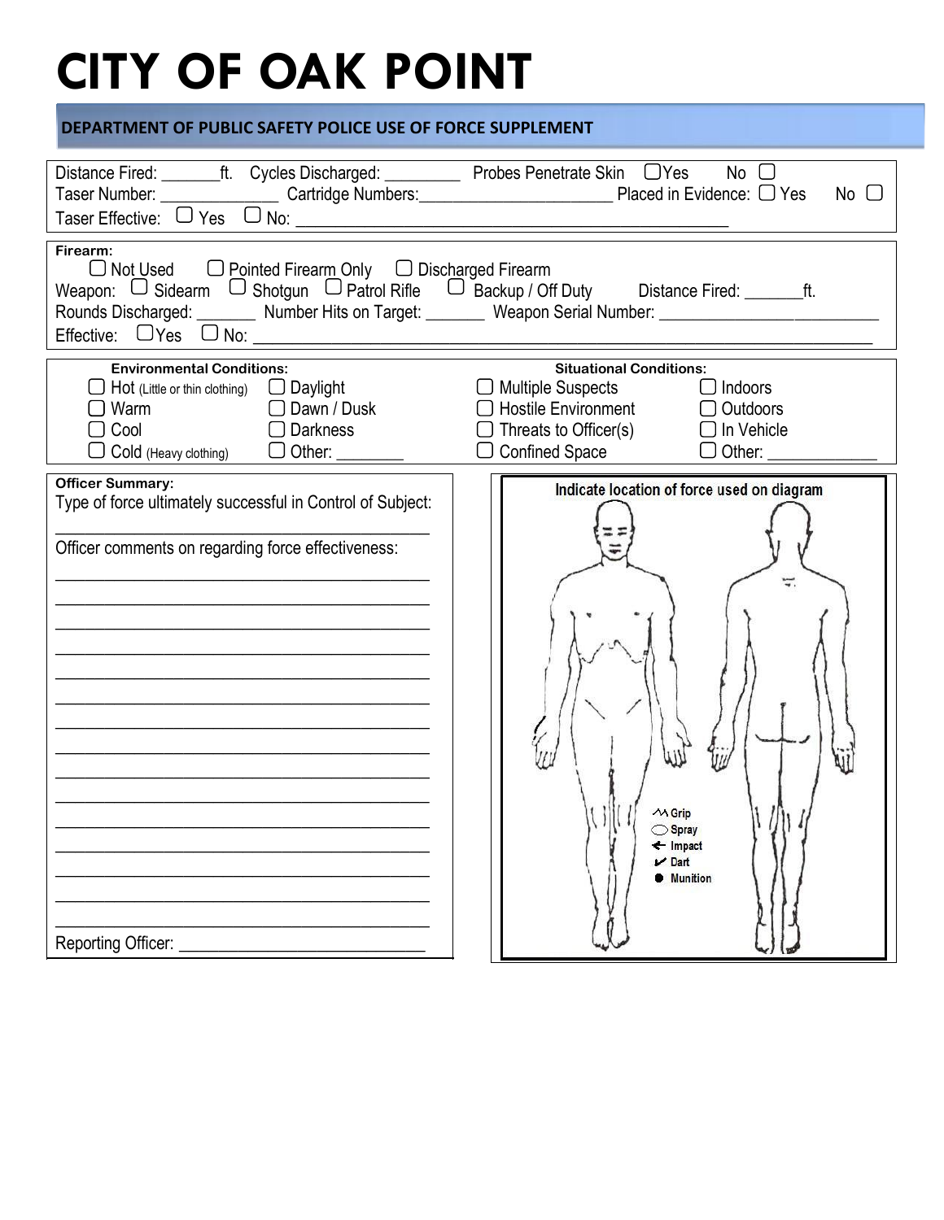# CITY OF OAK POINT

## DEPARTMENT OF PUBLIC SAFETY POLICE USE OF FORCE SUPPLEMENT

Distance Fired: _______ft. Cycles Discharged: _________ Probes Penetrate Skin ☐ Yes No ☐
Taser Number: ______________ Cartridge Numbers: _______________________ Placed in Evidence: ☐ Yes No ☐
Taser Effective: ☐ Yes ☐ No: ___________________________________________________

**Firearm:**
☐ Not Used ☐ Pointed Firearm Only ☐ Discharged Firearm
Weapon: ☐ Sidearm ☐ Shotgun ☐ Patrol Rifle ☐ Backup / Off Duty Distance Fired: _______ft.
Rounds Discharged: _______ Number Hits on Target: _______ Weapon Serial Number: _________________________
Effective: ☐ Yes ☐ No: _____________________________________________________________________

| Environmental Conditions: | | Situational Conditions: | |
|---|---|---|---|
| ☐ Hot (Little or thin clothing) | ☐ Daylight | ☐ Multiple Suspects | ☐ Indoors |
| ☐ Warm | ☐ Dawn / Dusk | ☐ Hostile Environment | ☐ Outdoors |
| ☐ Cool | ☐ Darkness | ☐ Threats to Officer(s) | ☐ In Vehicle |
| ☐ Cold (Heavy clothing) | ☐ Other: ________ | ☐ Confined Space | ☐ Other: _____________ |

**Officer Summary:**
Type of force ultimately successful in Control of Subject:
_____________________________________________

Officer comments on regarding force effectiveness:
_____________________________________________
_____________________________________________
_____________________________________________
_____________________________________________
_____________________________________________
_____________________________________________
_____________________________________________
_____________________________________________
_____________________________________________
_____________________________________________
_____________________________________________
_____________________________________________
_____________________________________________
_____________________________________________
_____________________________________________

Reporting Officer: ___________________________

**Indicate location of force used on diagram**

Grip
Spray
Impact
Dart
Munition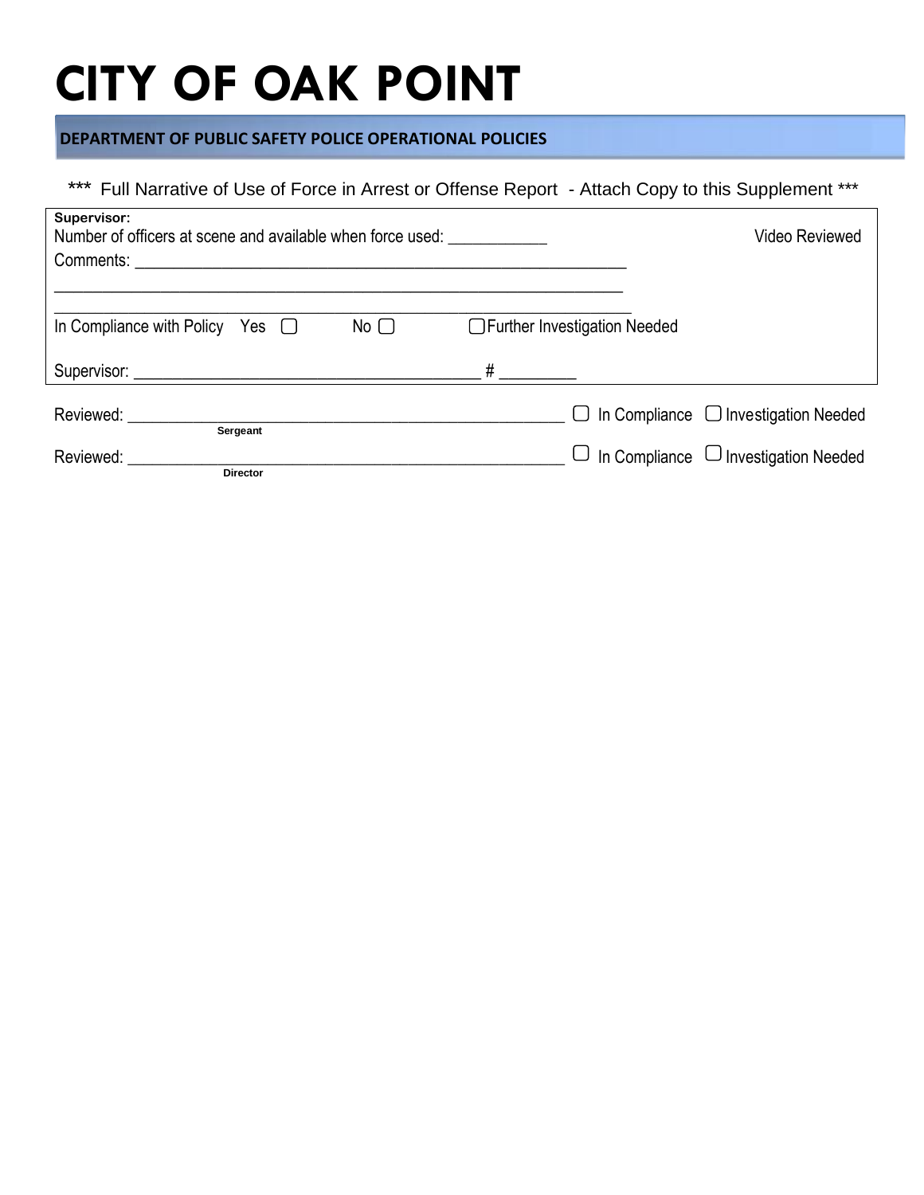# CITY OF OAK POINT

**DEPARTMENT OF PUBLIC SAFETY POLICE OPERATIONAL POLICIES**

\*\*\* Full Narrative of Use of Force in Arrest or Offense Report - Attach Copy to this Supplement \*\*\*

**Supervisor:**

Number of officers at scene and available when force used: ___________ Video Reviewed

Comments: ________________________________________________________

________________________________________________________________

________________________________________________________________

In Compliance with Policy Yes ☐ No ☐ ☐ Further Investigation Needed

Supervisor: ________________________________________ # _________

Reviewed: __________________________________________________ ☐ In Compliance ☐ Investigation Needed
**Sergeant**

Reviewed: __________________________________________________ ☐ In Compliance ☐ Investigation Needed
**Director**